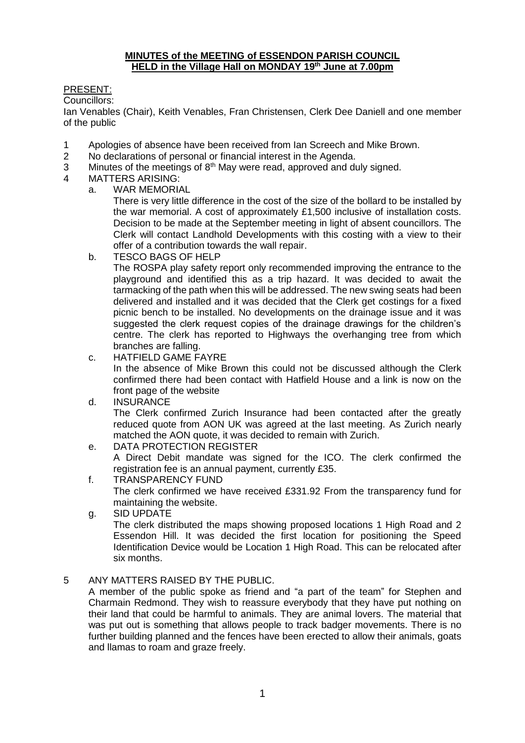# MINUTES of the MEETING of ESSENDON PARISH COUNCIL
## HELD in the Village Hall on MONDAY 19th June at 7.00pm

PRESENT:

Councillors:

Ian Venables (Chair), Keith Venables, Fran Christensen, Clerk Dee Daniell and one member of the public

1. Apologies of absence have been received from Ian Screech and Mike Brown.
2. No declarations of personal or financial interest in the Agenda.
3. Minutes of the meetings of 8th May were read, approved and duly signed.
4. MATTERS ARISING:
   a. WAR MEMORIAL

      There is very little difference in the cost of the size of the bollard to be installed by the war memorial. A cost of approximately £1,500 inclusive of installation costs. Decision to be made at the September meeting in light of absent councillors. The Clerk will contact Landhold Developments with this costing with a view to their offer of a contribution towards the wall repair.

   b. TESCO BAGS OF HELP

      The ROSPA play safety report only recommended improving the entrance to the playground and identified this as a trip hazard. It was decided to await the tarmacking of the path when this will be addressed. The new swing seats had been delivered and installed and it was decided that the Clerk get costings for a fixed picnic bench to be installed. No developments on the drainage issue and it was suggested the clerk request copies of the drainage drawings for the children's centre. The clerk has reported to Highways the overhanging tree from which branches are falling.

   c. HATFIELD GAME FAYRE

      In the absence of Mike Brown this could not be discussed although the Clerk confirmed there had been contact with Hatfield House and a link is now on the front page of the website

   d. INSURANCE

      The Clerk confirmed Zurich Insurance had been contacted after the greatly reduced quote from AON UK was agreed at the last meeting. As Zurich nearly matched the AON quote, it was decided to remain with Zurich.

   e. DATA PROTECTION REGISTER

      A Direct Debit mandate was signed for the ICO. The clerk confirmed the registration fee is an annual payment, currently £35.

   f. TRANSPARENCY FUND

      The clerk confirmed we have received £331.92 From the transparency fund for maintaining the website.

   g. SID UPDATE

      The clerk distributed the maps showing proposed locations 1 High Road and 2 Essendon Hill. It was decided the first location for positioning the Speed Identification Device would be Location 1 High Road. This can be relocated after six months.

5. ANY MATTERS RAISED BY THE PUBLIC.

   A member of the public spoke as friend and "a part of the team" for Stephen and Charmain Redmond. They wish to reassure everybody that they have put nothing on their land that could be harmful to animals. They are animal lovers. The material that was put out is something that allows people to track badger movements. There is no further building planned and the fences have been erected to allow their animals, goats and llamas to roam and graze freely.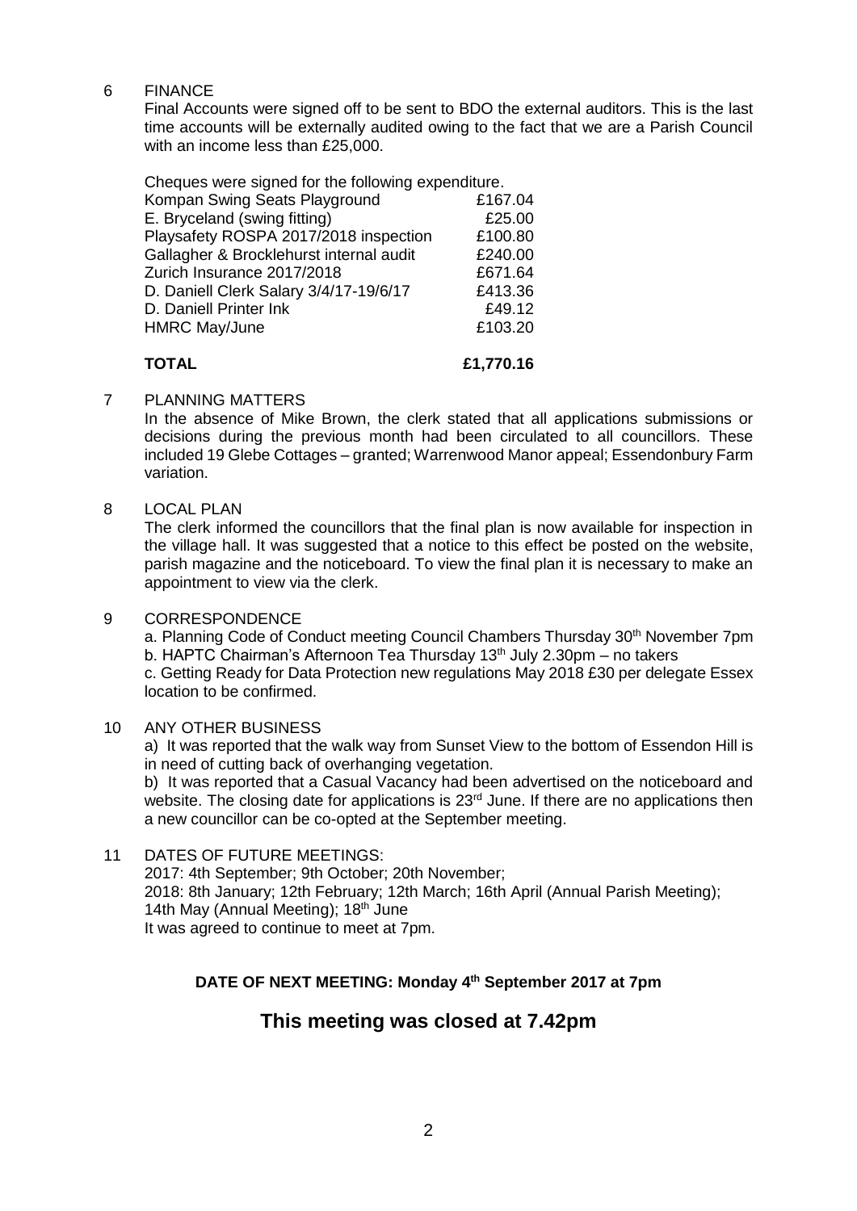## 6 FINANCE

Final Accounts were signed off to be sent to BDO the external auditors. This is the last time accounts will be externally audited owing to the fact that we are a Parish Council with an income less than £25,000.

Cheques were signed for the following expenditure.

| | |
|---|---|
| Kompan Swing Seats Playground | £167.04 |
| E. Bryceland (swing fitting) | £25.00 |
| Playsafety ROSPA 2017/2018 inspection | £100.80 |
| Gallagher & Brocklehurst internal audit | £240.00 |
| Zurich Insurance 2017/2018 | £671.64 |
| D. Daniell Clerk Salary 3/4/17-19/6/17 | £413.36 |
| D. Daniell Printer Ink | £49.12 |
| HMRC May/June | £103.20 |
| **TOTAL** | **£1,770.16** |

## 7 PLANNING MATTERS

In the absence of Mike Brown, the clerk stated that all applications submissions or decisions during the previous month had been circulated to all councillors. These included 19 Glebe Cottages – granted; Warrenwood Manor appeal; Essendonbury Farm variation.

## 8 LOCAL PLAN

The clerk informed the councillors that the final plan is now available for inspection in the village hall. It was suggested that a notice to this effect be posted on the website, parish magazine and the noticeboard. To view the final plan it is necessary to make an appointment to view via the clerk.

## 9 CORRESPONDENCE

a. Planning Code of Conduct meeting Council Chambers Thursday 30th November 7pm
b. HAPTC Chairman's Afternoon Tea Thursday 13th July 2.30pm – no takers
c. Getting Ready for Data Protection new regulations May 2018 £30 per delegate Essex location to be confirmed.

## 10 ANY OTHER BUSINESS

a) It was reported that the walk way from Sunset View to the bottom of Essendon Hill is in need of cutting back of overhanging vegetation.

b) It was reported that a Casual Vacancy had been advertised on the noticeboard and website. The closing date for applications is 23rd June. If there are no applications then a new councillor can be co-opted at the September meeting.

## 11 DATES OF FUTURE MEETINGS:

2017: 4th September; 9th October; 20th November;
2018: 8th January; 12th February; 12th March; 16th April (Annual Parish Meeting); 14th May (Annual Meeting); 18th June
It was agreed to continue to meet at 7pm.

**DATE OF NEXT MEETING: Monday 4th September 2017 at 7pm**

## This meeting was closed at 7.42pm